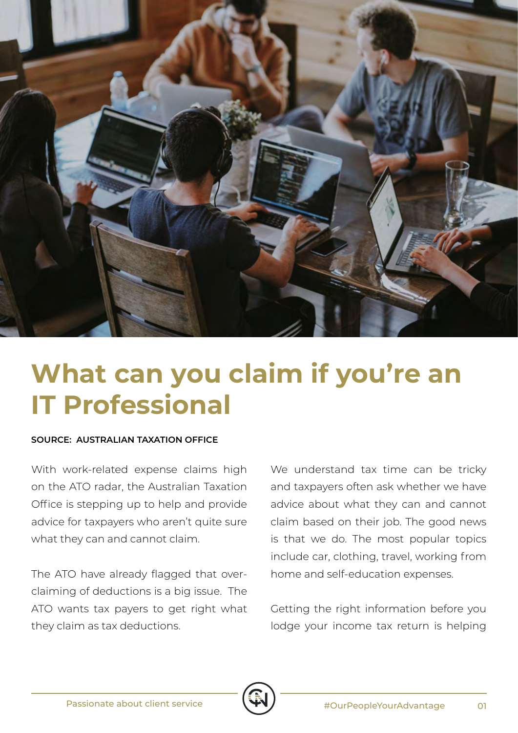# What can you claim if you're an IT Professional

**SOURCE: AUSTRALIAN TAXATION OFFICE**

With work-related expense claims high on the ATO radar, the Australian Taxation Office is stepping up to help and provide advice for taxpayers who aren't quite sure what they can and cannot claim.

The ATO have already flagged that over-claiming of deductions is a big issue. The ATO wants tax payers to get right what they claim as tax deductions.

We understand tax time can be tricky and taxpayers often ask whether we have advice about what they can and cannot claim based on their job. The good news is that we do. The most popular topics include car, clothing, travel, working from home and self-education expenses.

Getting the right information before you lodge your income tax return is helping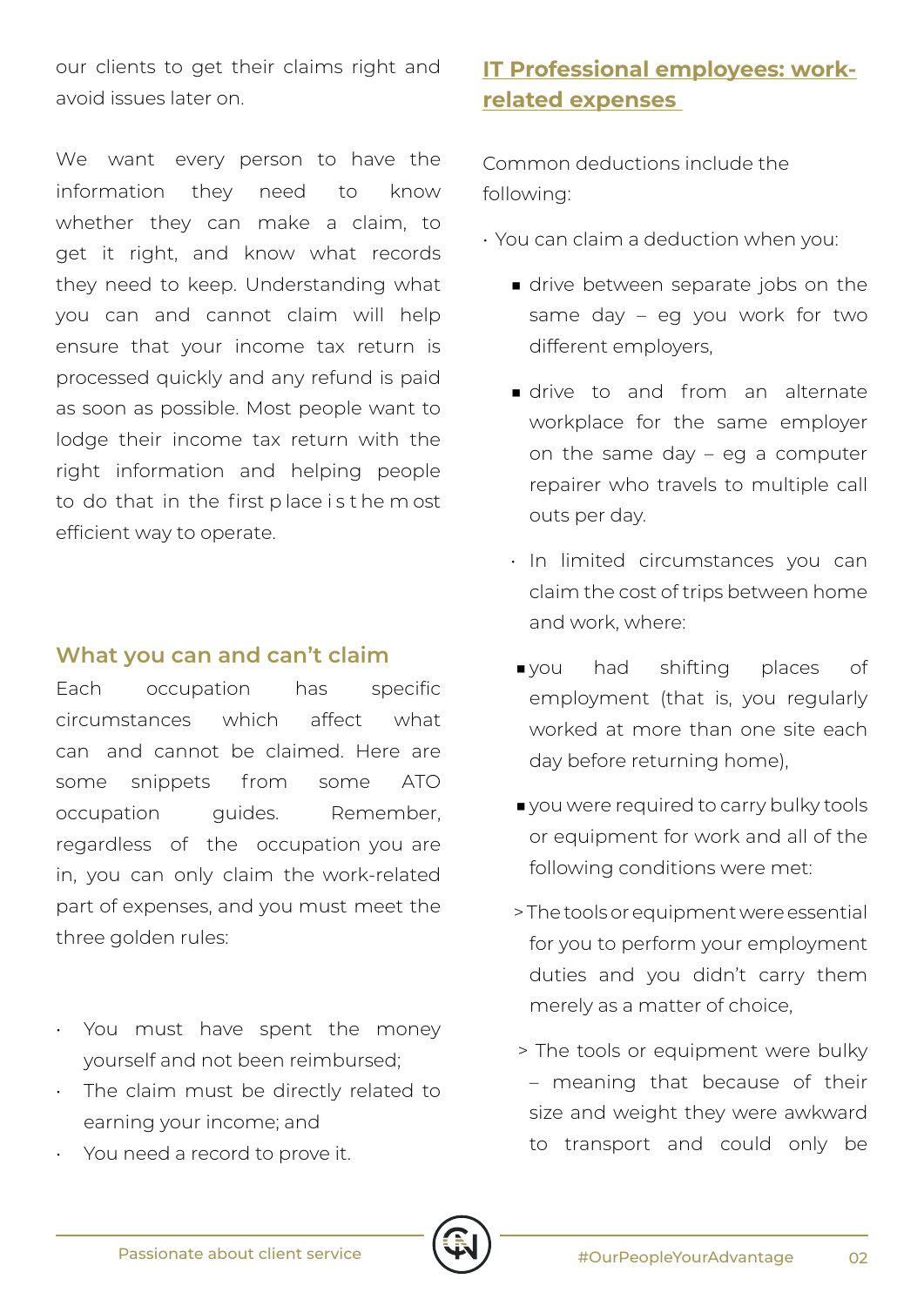our clients to get their claims right and avoid issues later on.

We want every person to have the information they need to know whether they can make a claim, to get it right, and know what records they need to keep. Understanding what you can and cannot claim will help ensure that your income tax return is processed quickly and any refund is paid as soon as possible. Most people want to lodge their income tax return with the right information and helping people to do that in the first place is the most efficient way to operate.

## What you can and can't claim

Each occupation has specific circumstances which affect what can and cannot be claimed. Here are some snippets from some ATO occupation guides. Remember, regardless of the occupation you are in, you can only claim the work-related part of expenses, and you must meet the three golden rules:

- You must have spent the money yourself and not been reimbursed;
- The claim must be directly related to earning your income; and
- You need a record to prove it.

## IT Professional employees: work-related expenses

Common deductions include the following:

- You can claim a deduction when you:
  - drive between separate jobs on the same day – eg you work for two different employers,
  - drive to and from an alternate workplace for the same employer on the same day – eg a computer repairer who travels to multiple call outs per day.
- In limited circumstances you can claim the cost of trips between home and work, where:
  - you had shifting places of employment (that is, you regularly worked at more than one site each day before returning home),
  - you were required to carry bulky tools or equipment for work and all of the following conditions were met:
    - > The tools or equipment were essential for you to perform your employment duties and you didn't carry them merely as a matter of choice,
    - > The tools or equipment were bulky – meaning that because of their size and weight they were awkward to transport and could only be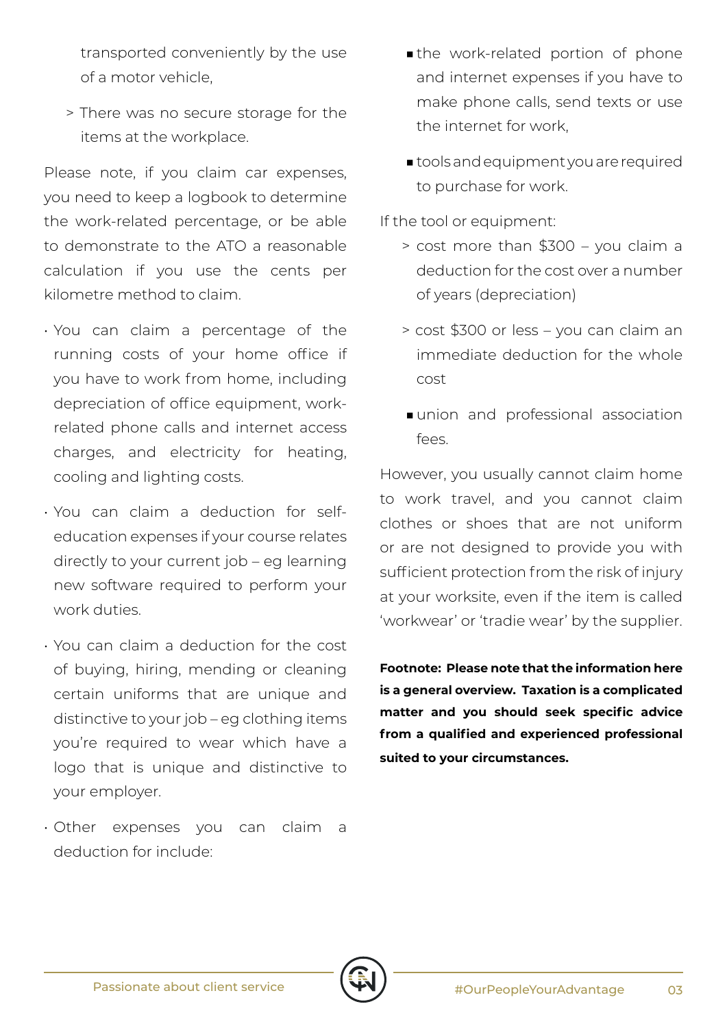transported conveniently by the use of a motor vehicle,

> There was no secure storage for the items at the workplace.

Please note, if you claim car expenses, you need to keep a logbook to determine the work-related percentage, or be able to demonstrate to the ATO a reasonable calculation if you use the cents per kilometre method to claim.

- You can claim a percentage of the running costs of your home office if you have to work from home, including depreciation of office equipment, work-related phone calls and internet access charges, and electricity for heating, cooling and lighting costs.
- You can claim a deduction for self-education expenses if your course relates directly to your current job – eg learning new software required to perform your work duties.
- You can claim a deduction for the cost of buying, hiring, mending or cleaning certain uniforms that are unique and distinctive to your job – eg clothing items you're required to wear which have a logo that is unique and distinctive to your employer.
- Other expenses you can claim a deduction for include:
  - the work-related portion of phone and internet expenses if you have to make phone calls, send texts or use the internet for work,
  - tools and equipment you are required to purchase for work.

If the tool or equipment:

> cost more than $300 – you claim a deduction for the cost over a number of years (depreciation)

> cost $300 or less – you can claim an immediate deduction for the whole cost

- union and professional association fees.

However, you usually cannot claim home to work travel, and you cannot claim clothes or shoes that are not uniform or are not designed to provide you with sufficient protection from the risk of injury at your worksite, even if the item is called 'workwear' or 'tradie wear' by the supplier.

**Footnote: Please note that the information here is a general overview. Taxation is a complicated matter and you should seek specific advice from a qualified and experienced professional suited to your circumstances.**